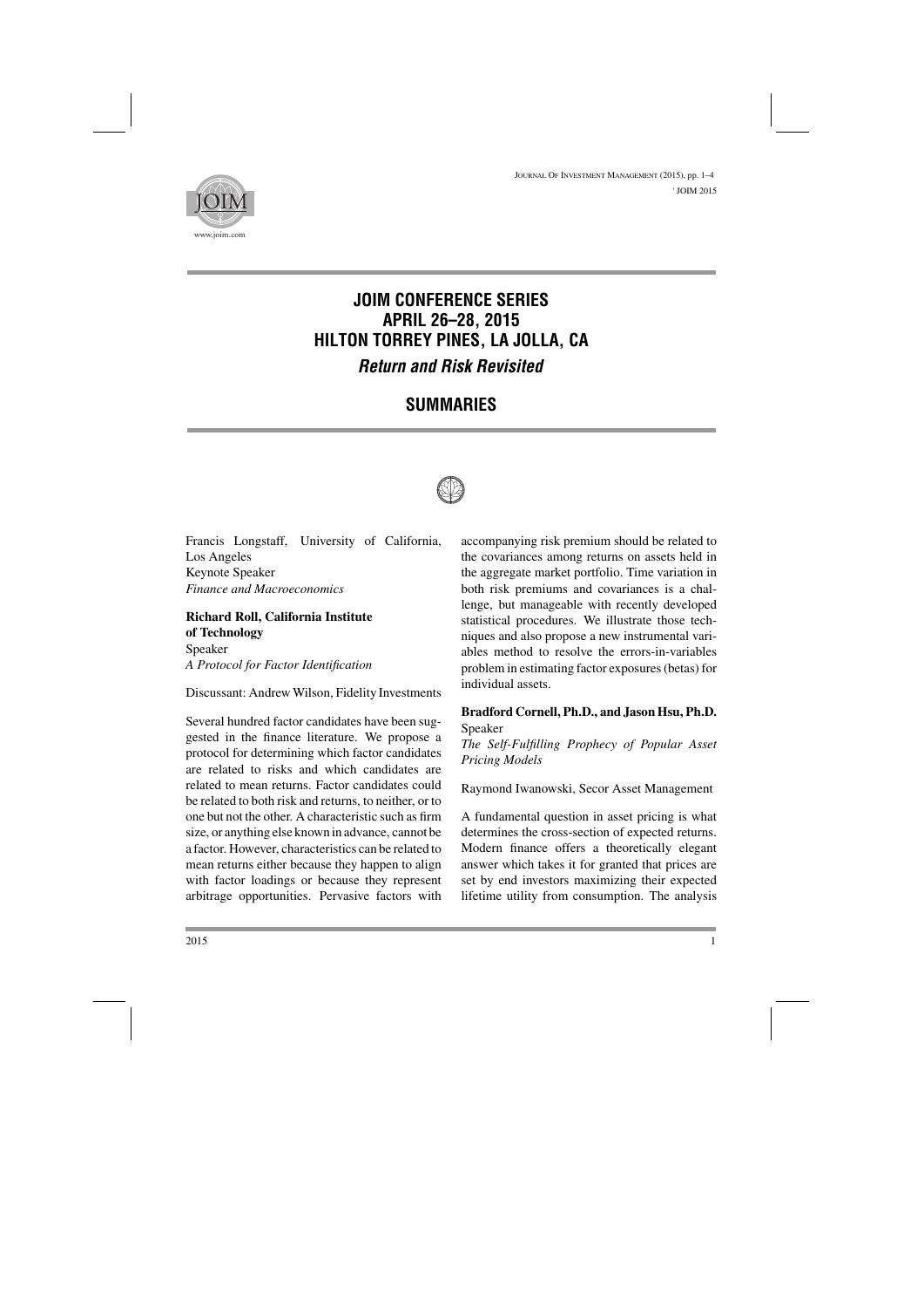# JOIM CONFERENCE SERIES APRIL 26–28, 2015 HILTON TORREY PINES, LA JOLLA, CA

## *Return and Risk Revisited*

## SUMMARIES

Francis Longstaff, University of California, Los Angeles
Keynote Speaker
*Finance and Macroeconomics*

**Richard Roll, California Institute of Technology**
Speaker
*A Protocol for Factor Identification*

Discussant: Andrew Wilson, Fidelity Investments

Several hundred factor candidates have been suggested in the finance literature. We propose a protocol for determining which factor candidates are related to risks and which candidates are related to mean returns. Factor candidates could be related to both risk and returns, to neither, or to one but not the other. A characteristic such as firm size, or anything else known in advance, cannot be a factor. However, characteristics can be related to mean returns either because they happen to align with factor loadings or because they represent arbitrage opportunities. Pervasive factors with accompanying risk premium should be related to the covariances among returns on assets held in the aggregate market portfolio. Time variation in both risk premiums and covariances is a challenge, but manageable with recently developed statistical procedures. We illustrate those techniques and also propose a new instrumental variables method to resolve the errors-in-variables problem in estimating factor exposures (betas) for individual assets.

**Bradford Cornell, Ph.D., and Jason Hsu, Ph.D.**
Speaker
*The Self-Fulfilling Prophecy of Popular Asset Pricing Models*

Raymond Iwanowski, Secor Asset Management

A fundamental question in asset pricing is what determines the cross-section of expected returns. Modern finance offers a theoretically elegant answer which takes it for granted that prices are set by end investors maximizing their expected lifetime utility from consumption. The analysis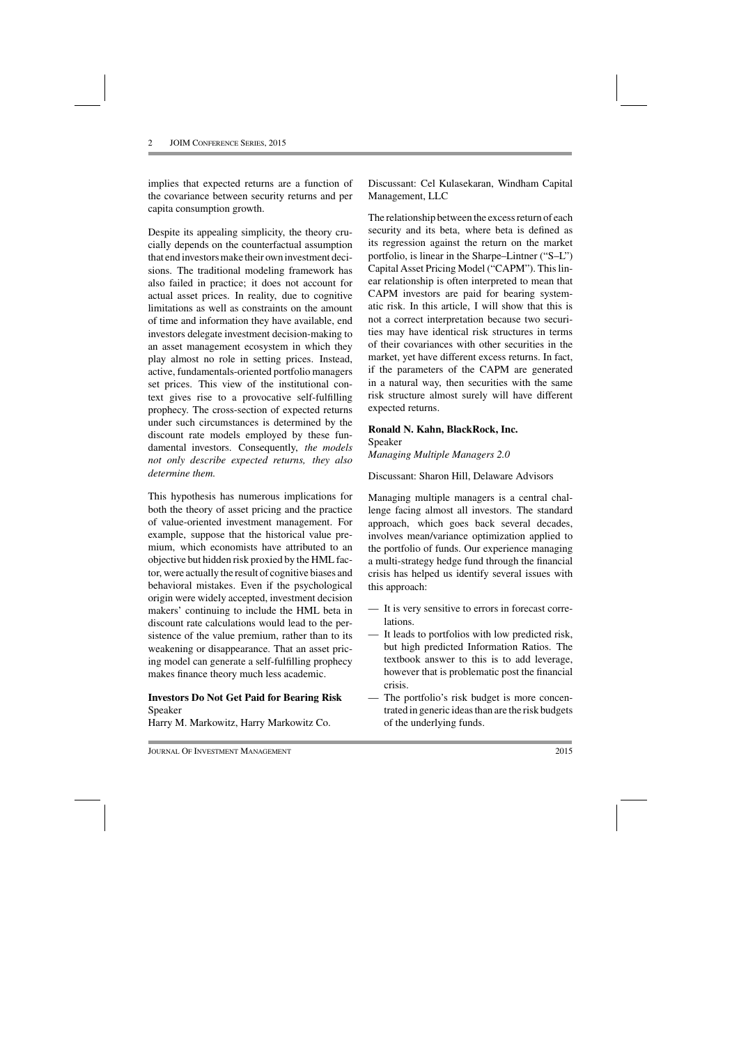implies that expected returns are a function of the covariance between security returns and per capita consumption growth.

Despite its appealing simplicity, the theory crucially depends on the counterfactual assumption that end investors make their own investment decisions. The traditional modeling framework has also failed in practice; it does not account for actual asset prices. In reality, due to cognitive limitations as well as constraints on the amount of time and information they have available, end investors delegate investment decision-making to an asset management ecosystem in which they play almost no role in setting prices. Instead, active, fundamentals-oriented portfolio managers set prices. This view of the institutional context gives rise to a provocative self-fulfilling prophecy. The cross-section of expected returns under such circumstances is determined by the discount rate models employed by these fundamental investors. Consequently, *the models not only describe expected returns, they also determine them.*

This hypothesis has numerous implications for both the theory of asset pricing and the practice of value-oriented investment management. For example, suppose that the historical value premium, which economists have attributed to an objective but hidden risk proxied by the HML factor, were actually the result of cognitive biases and behavioral mistakes. Even if the psychological origin were widely accepted, investment decision makers' continuing to include the HML beta in discount rate calculations would lead to the persistence of the value premium, rather than to its weakening or disappearance. That an asset pricing model can generate a self-fulfilling prophecy makes finance theory much less academic.

**Investors Do Not Get Paid for Bearing Risk**
Speaker
Harry M. Markowitz, Harry Markowitz Co.

Discussant: Cel Kulasekaran, Windham Capital Management, LLC

The relationship between the excess return of each security and its beta, where beta is defined as its regression against the return on the market portfolio, is linear in the Sharpe–Lintner ("S–L") Capital Asset Pricing Model ("CAPM"). This linear relationship is often interpreted to mean that CAPM investors are paid for bearing systematic risk. In this article, I will show that this is not a correct interpretation because two securities may have identical risk structures in terms of their covariances with other securities in the market, yet have different excess returns. In fact, if the parameters of the CAPM are generated in a natural way, then securities with the same risk structure almost surely will have different expected returns.

**Ronald N. Kahn, BlackRock, Inc.**
Speaker
*Managing Multiple Managers 2.0*

Discussant: Sharon Hill, Delaware Advisors

Managing multiple managers is a central challenge facing almost all investors. The standard approach, which goes back several decades, involves mean/variance optimization applied to the portfolio of funds. Our experience managing a multi-strategy hedge fund through the financial crisis has helped us identify several issues with this approach:

- It is very sensitive to errors in forecast correlations.
- It leads to portfolios with low predicted risk, but high predicted Information Ratios. The textbook answer to this is to add leverage, however that is problematic post the financial crisis.
- The portfolio's risk budget is more concentrated in generic ideas than are the risk budgets of the underlying funds.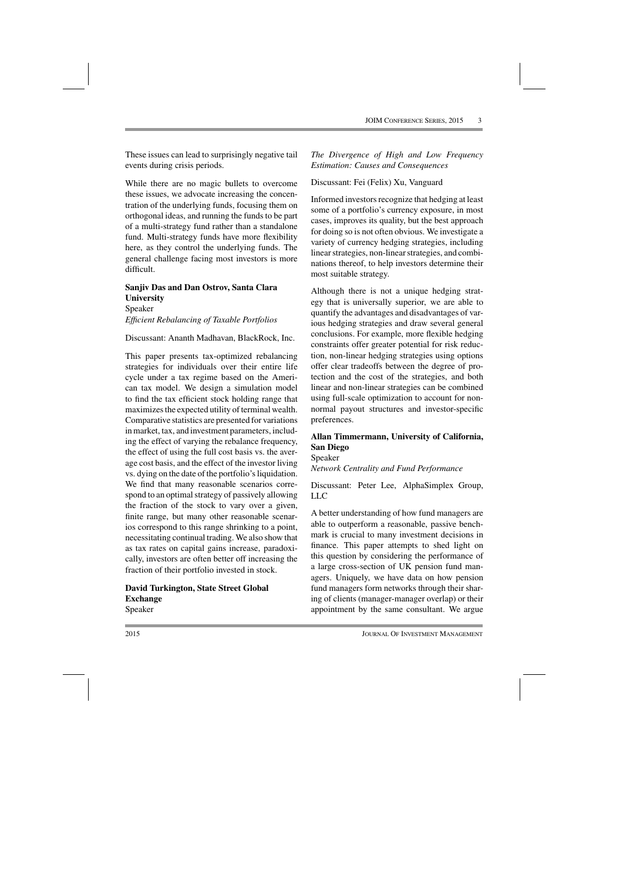These issues can lead to surprisingly negative tail events during crisis periods.

While there are no magic bullets to overcome these issues, we advocate increasing the concentration of the underlying funds, focusing them on orthogonal ideas, and running the funds to be part of a multi-strategy fund rather than a standalone fund. Multi-strategy funds have more flexibility here, as they control the underlying funds. The general challenge facing most investors is more difficult.

**Sanjiv Das and Dan Ostrov, Santa Clara University**
Speaker
*Efficient Rebalancing of Taxable Portfolios*

Discussant: Ananth Madhavan, BlackRock, Inc.

This paper presents tax-optimized rebalancing strategies for individuals over their entire life cycle under a tax regime based on the American tax model. We design a simulation model to find the tax efficient stock holding range that maximizes the expected utility of terminal wealth. Comparative statistics are presented for variations in market, tax, and investment parameters, including the effect of varying the rebalance frequency, the effect of using the full cost basis vs. the average cost basis, and the effect of the investor living vs. dying on the date of the portfolio's liquidation. We find that many reasonable scenarios correspond to an optimal strategy of passively allowing the fraction of the stock to vary over a given, finite range, but many other reasonable scenarios correspond to this range shrinking to a point, necessitating continual trading. We also show that as tax rates on capital gains increase, paradoxically, investors are often better off increasing the fraction of their portfolio invested in stock.

**David Turkington, State Street Global Exchange**
Speaker
*The Divergence of High and Low Frequency Estimation: Causes and Consequences*

Discussant: Fei (Felix) Xu, Vanguard

Informed investors recognize that hedging at least some of a portfolio's currency exposure, in most cases, improves its quality, but the best approach for doing so is not often obvious. We investigate a variety of currency hedging strategies, including linear strategies, non-linear strategies, and combinations thereof, to help investors determine their most suitable strategy.

Although there is not a unique hedging strategy that is universally superior, we are able to quantify the advantages and disadvantages of various hedging strategies and draw several general conclusions. For example, more flexible hedging constraints offer greater potential for risk reduction, non-linear hedging strategies using options offer clear tradeoffs between the degree of protection and the cost of the strategies, and both linear and non-linear strategies can be combined using full-scale optimization to account for non-normal payout structures and investor-specific preferences.

**Allan Timmermann, University of California, San Diego**
Speaker
*Network Centrality and Fund Performance*

Discussant: Peter Lee, AlphaSimplex Group, LLC

A better understanding of how fund managers are able to outperform a reasonable, passive benchmark is crucial to many investment decisions in finance. This paper attempts to shed light on this question by considering the performance of a large cross-section of UK pension fund managers. Uniquely, we have data on how pension fund managers form networks through their sharing of clients (manager-manager overlap) or their appointment by the same consultant. We argue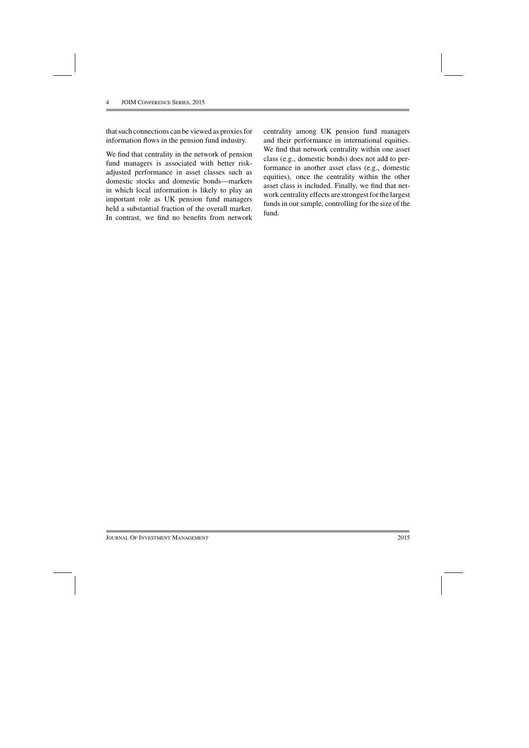that such connections can be viewed as proxies for information flows in the pension fund industry.

We find that centrality in the network of pension fund managers is associated with better risk-adjusted performance in asset classes such as domestic stocks and domestic bonds—markets in which local information is likely to play an important role as UK pension fund managers held a substantial fraction of the overall market. In contrast, we find no benefits from network centrality among UK pension fund managers and their performance in international equities. We find that network centrality within one asset class (e.g., domestic bonds) does not add to performance in another asset class (e.g., domestic equities), once the centrality within the other asset class is included. Finally, we find that network centrality effects are strongest for the largest funds in our sample, controlling for the size of the fund.